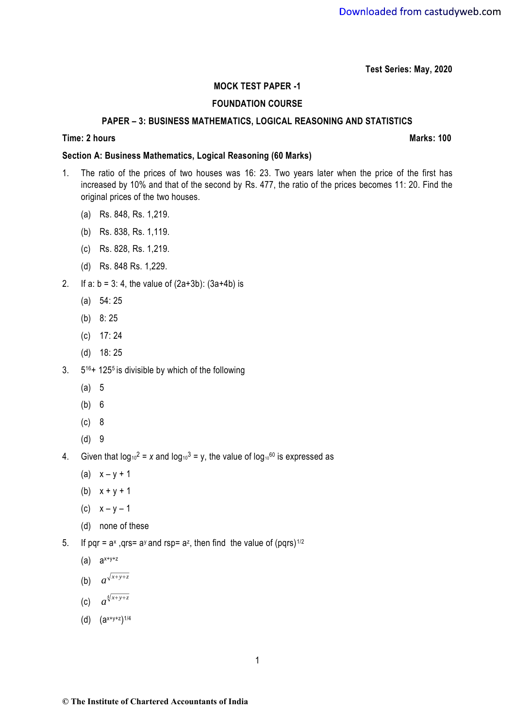**Test Series: May, 2020**

## MOCK TEST PAPER -1

## FOUNDATION COURSE

## PAPER – 3: BUSINESS MATHEMATICS, LOGICAL REASONING AND STATISTICS

**Time: 2 hours** **Marks: 100**

**Section A: Business Mathematics, Logical Reasoning (60 Marks)**

1. The ratio of the prices of two houses was 16: 23. Two years later when the price of the first has increased by 10% and that of the second by Rs. 477, the ratio of the prices becomes 11: 20. Find the original prices of the two houses.

   (a) Rs. 848, Rs. 1,219.

   (b) Rs. 838, Rs. 1,119.

   (c) Rs. 828, Rs. 1,219.

   (d) Rs. 848 Rs. 1,229.

2. If a: b = 3: 4, the value of (2a+3b): (3a+4b) is

   (a) 54: 25

   (b) 8: 25

   (c) 17: 24

   (d) 18: 25

3. $5^{16}$+ $125^{5}$ is divisible by which of the following

   (a) 5

   (b) 6

   (c) 8

   (d) 9

4. Given that $\log_{10}2 = x$ and $\log_{10}3 = y$, the value of $\log_{10}60$ is expressed as

   (a) x – y + 1

   (b) x + y + 1

   (c) x – y – 1

   (d) none of these

5. If pqr = $a^x$ ,qrs= $a^y$ and rsp= $a^z$, then find the value of $(pqrs)^{1/2}$

   (a) $a^{x+y+z}$

   (b) $a^{\sqrt{x+y+z}}$

   (c) $a^{\sqrt[4]{x+y+z}}$

   (d) $(a^{x+y+z})^{1/4}$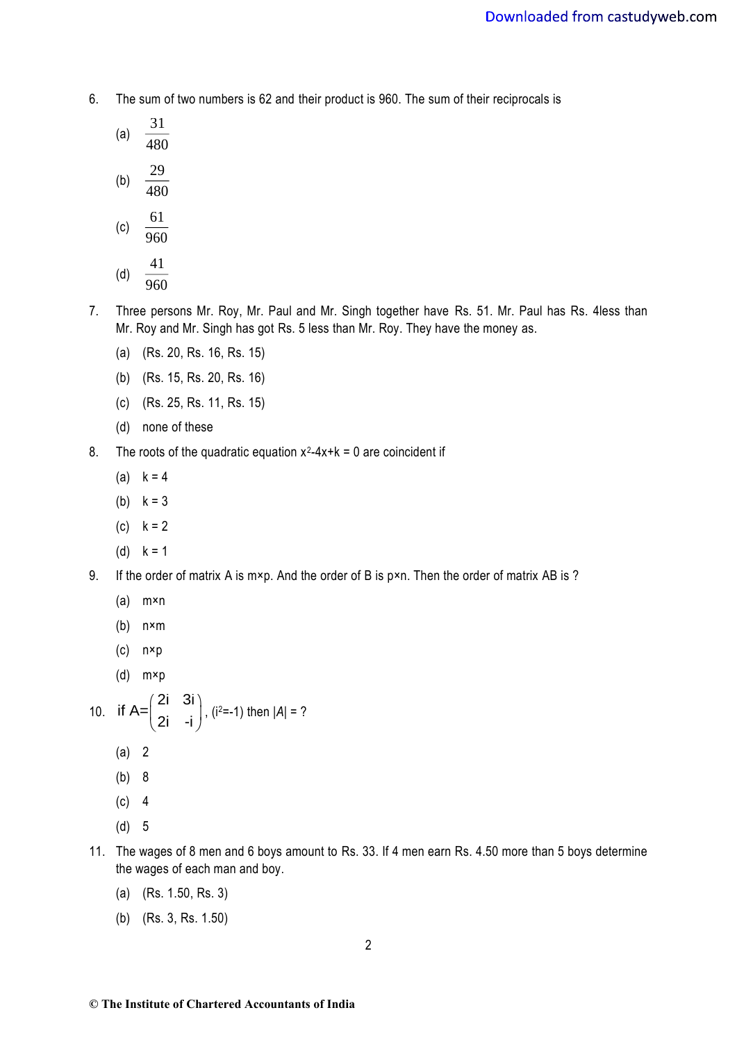6. The sum of two numbers is 62 and their product is 960. The sum of their reciprocals is

 (a) $\frac{31}{480}$

 (b) $\frac{29}{480}$

 (c) $\frac{61}{960}$

 (d) $\frac{41}{960}$

7. Three persons Mr. Roy, Mr. Paul and Mr. Singh together have Rs. 51. Mr. Paul has Rs. 4less than Mr. Roy and Mr. Singh has got Rs. 5 less than Mr. Roy. They have the money as.

 (a) (Rs. 20, Rs. 16, Rs. 15)

 (b) (Rs. 15, Rs. 20, Rs. 16)

 (c) (Rs. 25, Rs. 11, Rs. 15)

 (d) none of these

8. The roots of the quadratic equation $x^2-4x+k = 0$ are coincident if

 (a) k = 4

 (b) k = 3

 (c) k = 2

 (d) k = 1

9. If the order of matrix A is m×p. And the order of B is p×n. Then the order of matrix AB is ?

 (a) m×n

 (b) n×m

 (c) n×p

 (d) m×p

10. if $A=\begin{pmatrix} 2i & 3i \\ 2i & -i \end{pmatrix}$, ($i^2$=-1) then $|A|$ = ?

 (a) 2

 (b) 8

 (c) 4

 (d) 5

11. The wages of 8 men and 6 boys amount to Rs. 33. If 4 men earn Rs. 4.50 more than 5 boys determine the wages of each man and boy.

 (a) (Rs. 1.50, Rs. 3)

 (b) (Rs. 3, Rs. 1.50)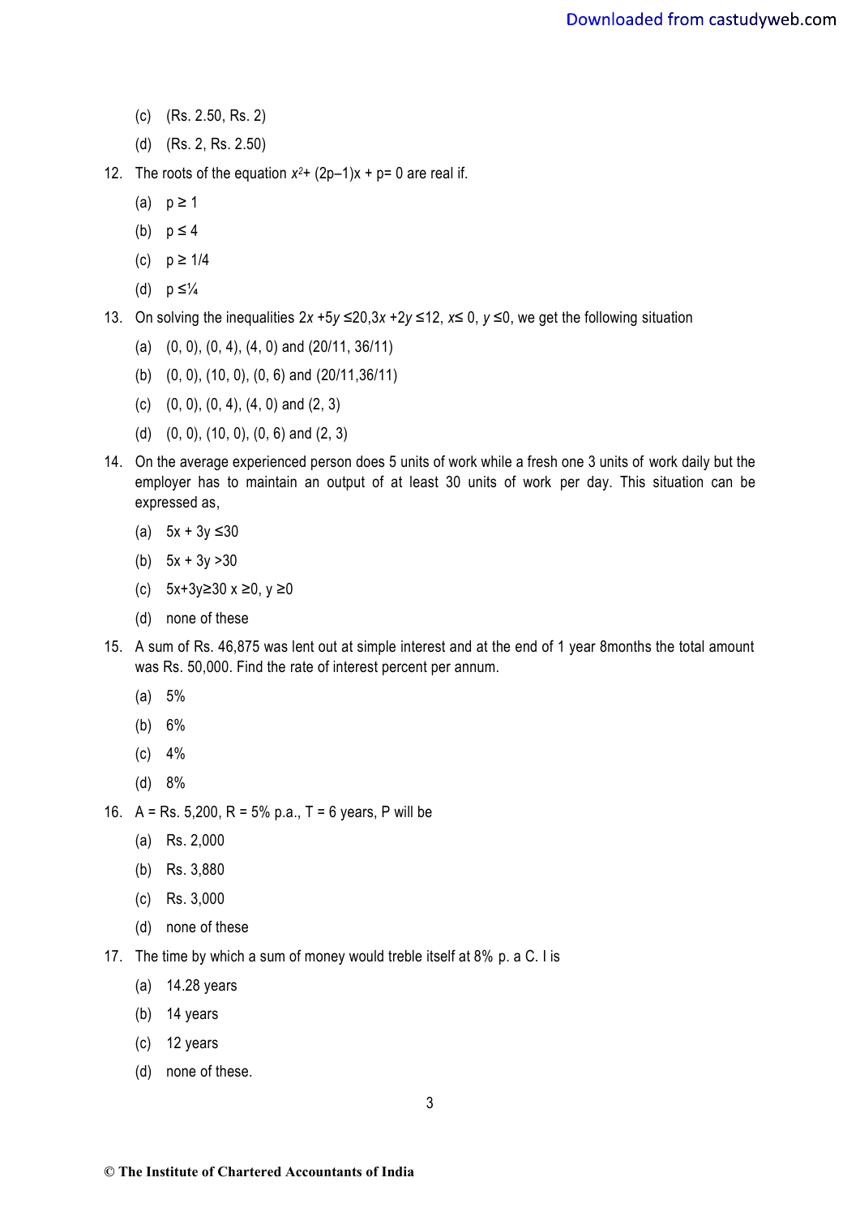(c) (Rs. 2.50, Rs. 2)

(d) (Rs. 2, Rs. 2.50)

12. The roots of the equation $x^2 + (2p-1)x + p = 0$ are real if.

    (a) $p \geq 1$

    (b) $p \leq 4$

    (c) $p \geq 1/4$

    (d) $p \leq ¼$

13. On solving the inequalities $2x + 5y \leq 20$, $3x + 2y \leq 12$, $x \leq 0$, $y \leq 0$, we get the following situation

    (a) (0, 0), (0, 4), (4, 0) and (20/11, 36/11)

    (b) (0, 0), (10, 0), (0, 6) and (20/11,36/11)

    (c) (0, 0), (0, 4), (4, 0) and (2, 3)

    (d) (0, 0), (10, 0), (0, 6) and (2, 3)

14. On the average experienced person does 5 units of work while a fresh one 3 units of work daily but the employer has to maintain an output of at least 30 units of work per day. This situation can be expressed as,

    (a) $5x + 3y \leq 30$

    (b) $5x + 3y > 30$

    (c) $5x+3y \geq 30$ $x \geq 0$, $y \geq 0$

    (d) none of these

15. A sum of Rs. 46,875 was lent out at simple interest and at the end of 1 year 8months the total amount was Rs. 50,000. Find the rate of interest percent per annum.

    (a) 5%

    (b) 6%

    (c) 4%

    (d) 8%

16. A = Rs. 5,200, R = 5% p.a., T = 6 years, P will be

    (a) Rs. 2,000

    (b) Rs. 3,880

    (c) Rs. 3,000

    (d) none of these

17. The time by which a sum of money would treble itself at 8% p. a C. I is

    (a) 14.28 years

    (b) 14 years

    (c) 12 years

    (d) none of these.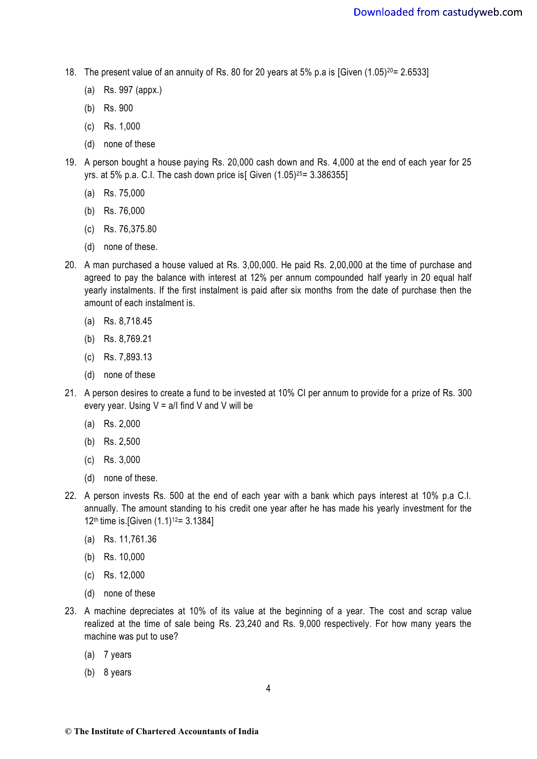18. The present value of an annuity of Rs. 80 for 20 years at 5% p.a is [Given $(1.05)^{20}$= 2.6533]

    (a) Rs. 997 (appx.)

    (b) Rs. 900

    (c) Rs. 1,000

    (d) none of these

19. A person bought a house paying Rs. 20,000 cash down and Rs. 4,000 at the end of each year for 25 yrs. at 5% p.a. C.I. The cash down price is[ Given $(1.05)^{25}$= 3.386355]

    (a) Rs. 75,000

    (b) Rs. 76,000

    (c) Rs. 76,375.80

    (d) none of these.

20. A man purchased a house valued at Rs. 3,00,000. He paid Rs. 2,00,000 at the time of purchase and agreed to pay the balance with interest at 12% per annum compounded half yearly in 20 equal half yearly instalments. If the first instalment is paid after six months from the date of purchase then the amount of each instalment is.

    (a) Rs. 8,718.45

    (b) Rs. 8,769.21

    (c) Rs. 7,893.13

    (d) none of these

21. A person desires to create a fund to be invested at 10% CI per annum to provide for a prize of Rs. 300 every year. Using V = a/I find V and V will be

    (a) Rs. 2,000

    (b) Rs. 2,500

    (c) Rs. 3,000

    (d) none of these.

22. A person invests Rs. 500 at the end of each year with a bank which pays interest at 10% p.a C.I. annually. The amount standing to his credit one year after he has made his yearly investment for the 12th time is.[Given $(1.1)^{12}$= 3.1384]

    (a) Rs. 11,761.36

    (b) Rs. 10,000

    (c) Rs. 12,000

    (d) none of these

23. A machine depreciates at 10% of its value at the beginning of a year. The cost and scrap value realized at the time of sale being Rs. 23,240 and Rs. 9,000 respectively. For how many years the machine was put to use?

    (a) 7 years

    (b) 8 years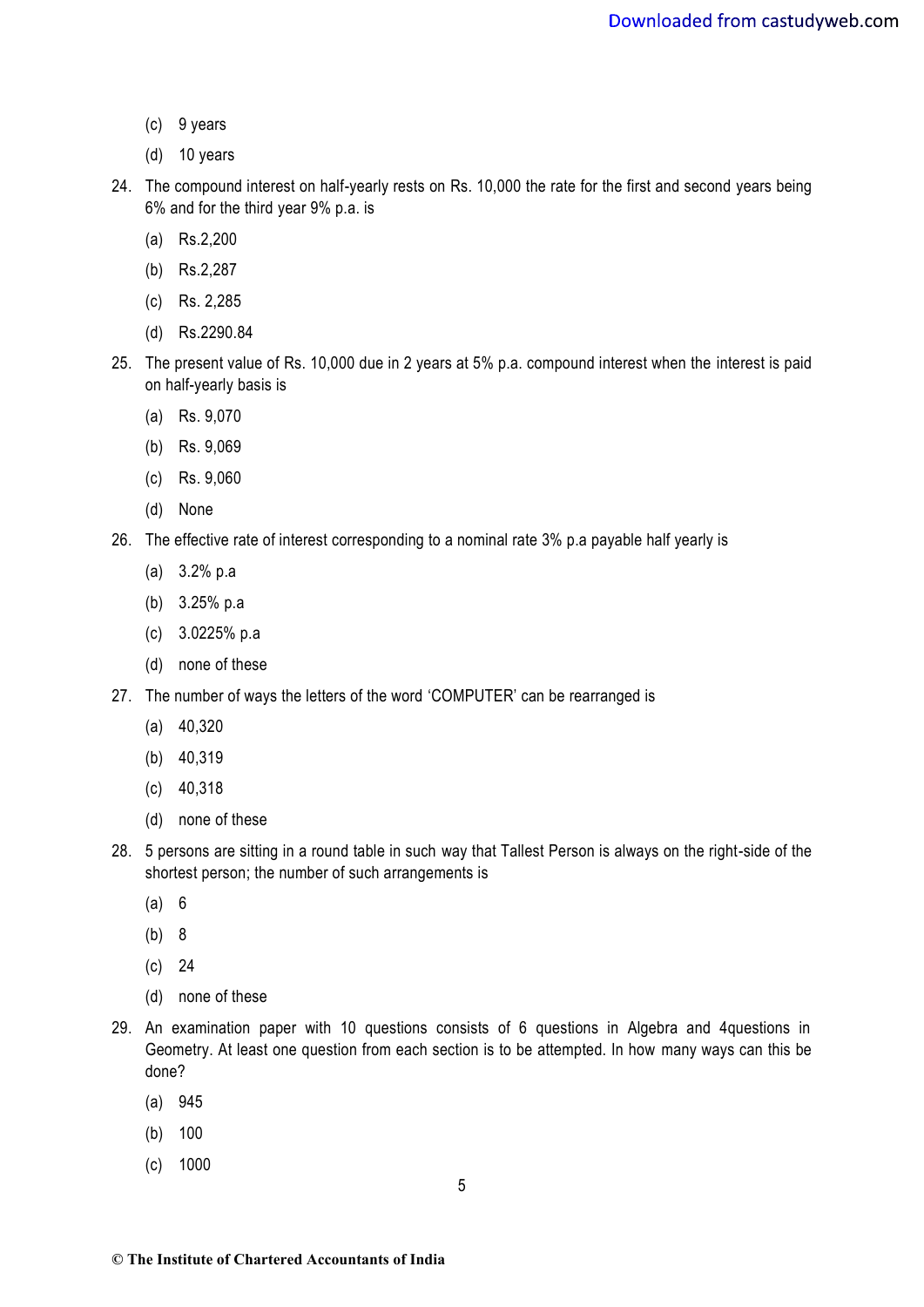(c) 9 years

(d) 10 years

24. The compound interest on half-yearly rests on Rs. 10,000 the rate for the first and second years being 6% and for the third year 9% p.a. is

    (a) Rs.2,200

    (b) Rs.2,287

    (c) Rs. 2,285

    (d) Rs.2290.84

25. The present value of Rs. 10,000 due in 2 years at 5% p.a. compound interest when the interest is paid on half-yearly basis is

    (a) Rs. 9,070

    (b) Rs. 9,069

    (c) Rs. 9,060

    (d) None

26. The effective rate of interest corresponding to a nominal rate 3% p.a payable half yearly is

    (a) 3.2% p.a

    (b) 3.25% p.a

    (c) 3.0225% p.a

    (d) none of these

27. The number of ways the letters of the word 'COMPUTER' can be rearranged is

    (a) 40,320

    (b) 40,319

    (c) 40,318

    (d) none of these

28. 5 persons are sitting in a round table in such way that Tallest Person is always on the right-side of the shortest person; the number of such arrangements is

    (a) 6

    (b) 8

    (c) 24

    (d) none of these

29. An examination paper with 10 questions consists of 6 questions in Algebra and 4questions in Geometry. At least one question from each section is to be attempted. In how many ways can this be done?

    (a) 945

    (b) 100

    (c) 1000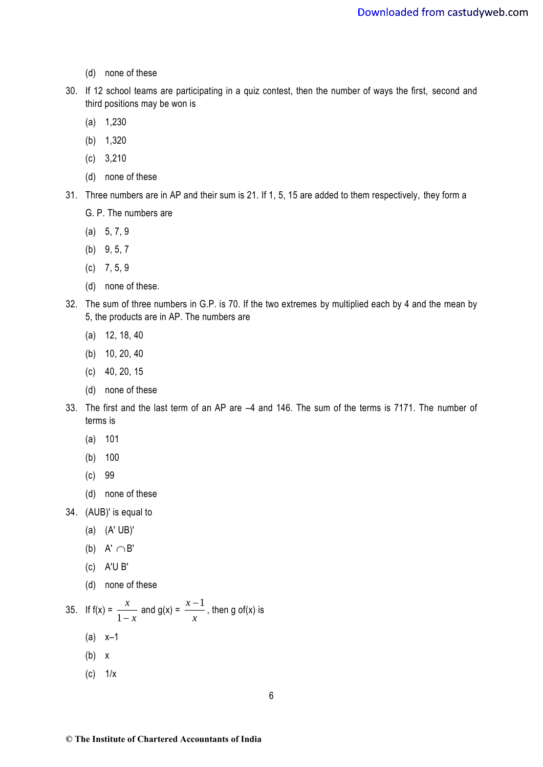(d) none of these

30. If 12 school teams are participating in a quiz contest, then the number of ways the first, second and third positions may be won is

    (a) 1,230

    (b) 1,320

    (c) 3,210

    (d) none of these

31. Three numbers are in AP and their sum is 21. If 1, 5, 15 are added to them respectively, they form a G. P. The numbers are

    (a) 5, 7, 9

    (b) 9, 5, 7

    (c) 7, 5, 9

    (d) none of these.

32. The sum of three numbers in G.P. is 70. If the two extremes by multiplied each by 4 and the mean by 5, the products are in AP. The numbers are

    (a) 12, 18, 40

    (b) 10, 20, 40

    (c) 40, 20, 15

    (d) none of these

33. The first and the last term of an AP are –4 and 146. The sum of the terms is 7171. The number of terms is

    (a) 101

    (b) 100

    (c) 99

    (d) none of these

34. (AUB)' is equal to

    (a) (A' UB)'

    (b) $A' \cap B'$

    (c) A'U B'

    (d) none of these

35. If f(x) = $\frac{x}{1-x}$ and g(x) = $\frac{x-1}{x}$, then g of(x) is

    (a) x–1

    (b) x

    (c) 1/x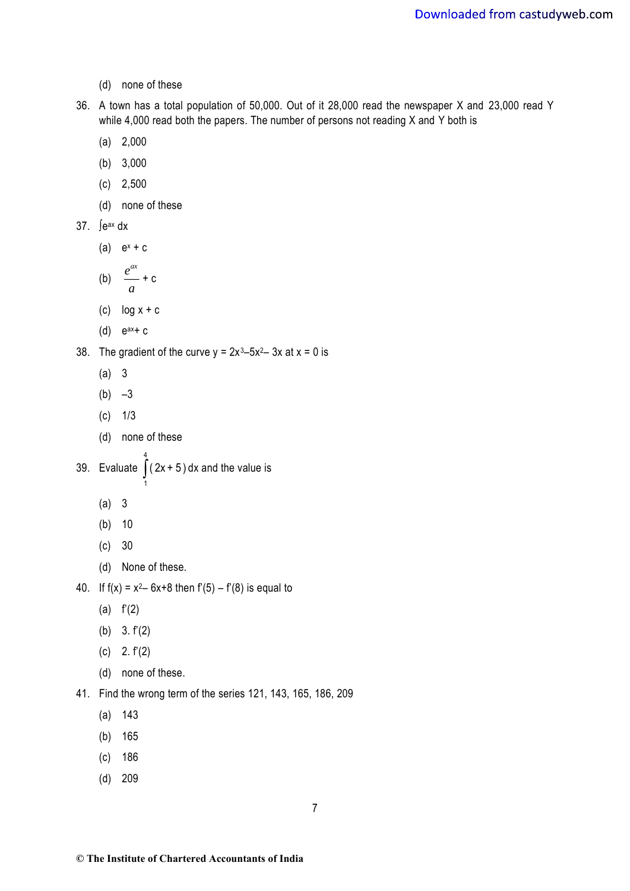(d) none of these

36. A town has a total population of 50,000. Out of it 28,000 read the newspaper X and 23,000 read Y while 4,000 read both the papers. The number of persons not reading X and Y both is

    (a) 2,000

    (b) 3,000

    (c) 2,500

    (d) none of these

37. $\int e^{ax} dx$

    (a) $e^x + c$

    (b) $\frac{e^{ax}}{a} + c$

    (c) $\log x + c$

    (d) $e^{ax} + c$

38. The gradient of the curve $y = 2x^3 – 5x^2 – 3x$ at $x = 0$ is

    (a) 3

    (b) –3

    (c) 1/3

    (d) none of these

39. Evaluate $\int_1^4 (2x + 5)\, dx$ and the value is

    (a) 3

    (b) 10

    (c) 30

    (d) None of these.

40. If $f(x) = x^2 – 6x + 8$ then $f'(5) – f'(8)$ is equal to

    (a) $f'(2)$

    (b) $3. f'(2)$

    (c) $2. f'(2)$

    (d) none of these.

41. Find the wrong term of the series 121, 143, 165, 186, 209

    (a) 143

    (b) 165

    (c) 186

    (d) 209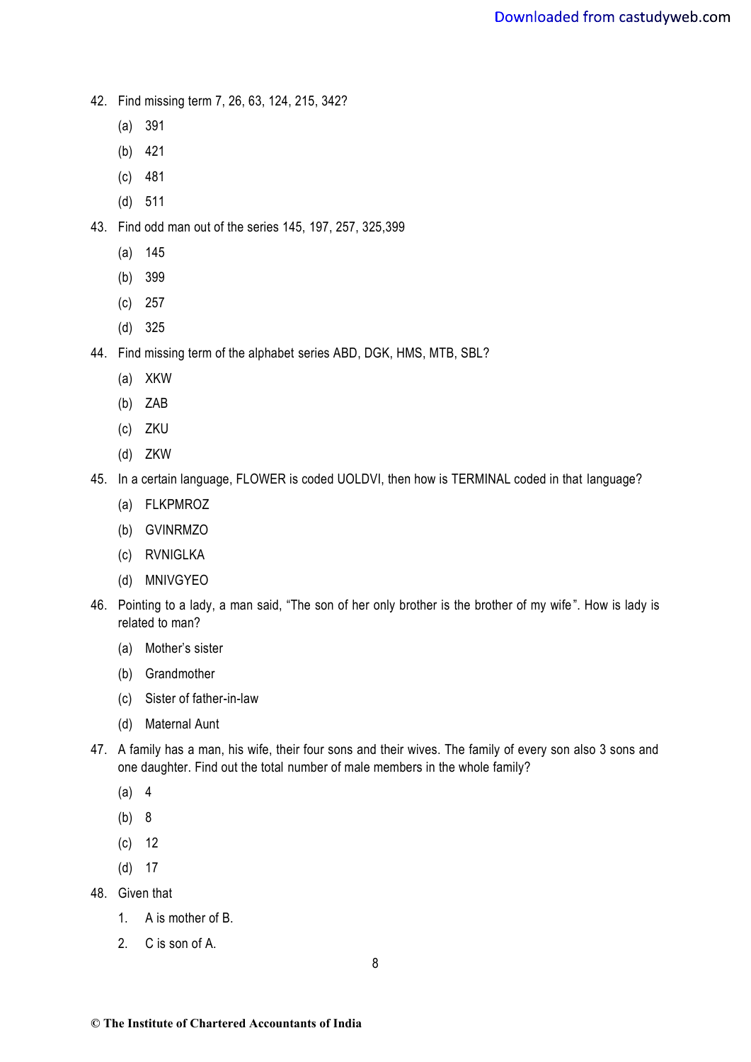42. Find missing term 7, 26, 63, 124, 215, 342?
    - (a) 391
    - (b) 421
    - (c) 481
    - (d) 511

43. Find odd man out of the series 145, 197, 257, 325,399
    - (a) 145
    - (b) 399
    - (c) 257
    - (d) 325

44. Find missing term of the alphabet series ABD, DGK, HMS, MTB, SBL?
    - (a) XKW
    - (b) ZAB
    - (c) ZKU
    - (d) ZKW

45. In a certain language, FLOWER is coded UOLDVI, then how is TERMINAL coded in that language?
    - (a) FLKPMROZ
    - (b) GVINRMZO
    - (c) RVNIGLKA
    - (d) MNIVGYEO

46. Pointing to a lady, a man said, "The son of her only brother is the brother of my wife". How is lady is related to man?
    - (a) Mother's sister
    - (b) Grandmother
    - (c) Sister of father-in-law
    - (d) Maternal Aunt

47. A family has a man, his wife, their four sons and their wives. The family of every son also 3 sons and one daughter. Find out the total number of male members in the whole family?
    - (a) 4
    - (b) 8
    - (c) 12
    - (d) 17

48. Given that
    1. A is mother of B.
    2. C is son of A.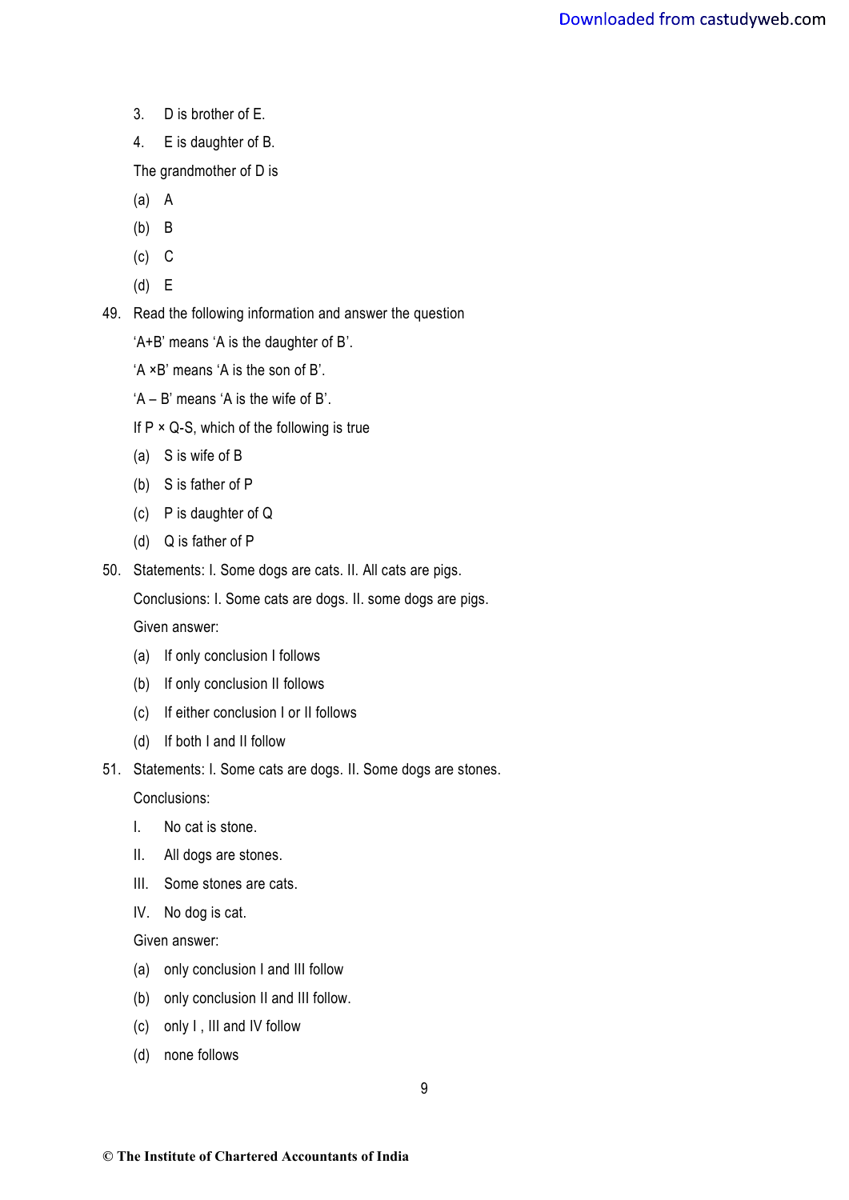3. D is brother of E.
4. E is daughter of B.

The grandmother of D is

(a) A

(b) B

(c) C

(d) E

49. Read the following information and answer the question

'A+B' means 'A is the daughter of B'.

'A ×B' means 'A is the son of B'.

'A – B' means 'A is the wife of B'.

If P × Q-S, which of the following is true

(a) S is wife of B

(b) S is father of P

(c) P is daughter of Q

(d) Q is father of P

50. Statements: I. Some dogs are cats. II. All cats are pigs.

Conclusions: I. Some cats are dogs. II. some dogs are pigs.

Given answer:

(a) If only conclusion I follows

(b) If only conclusion II follows

(c) If either conclusion I or II follows

(d) If both I and II follow

51. Statements: I. Some cats are dogs. II. Some dogs are stones.

Conclusions:

I. No cat is stone.

II. All dogs are stones.

III. Some stones are cats.

IV. No dog is cat.

Given answer:

(a) only conclusion I and III follow

(b) only conclusion II and III follow.

(c) only I , III and IV follow

(d) none follows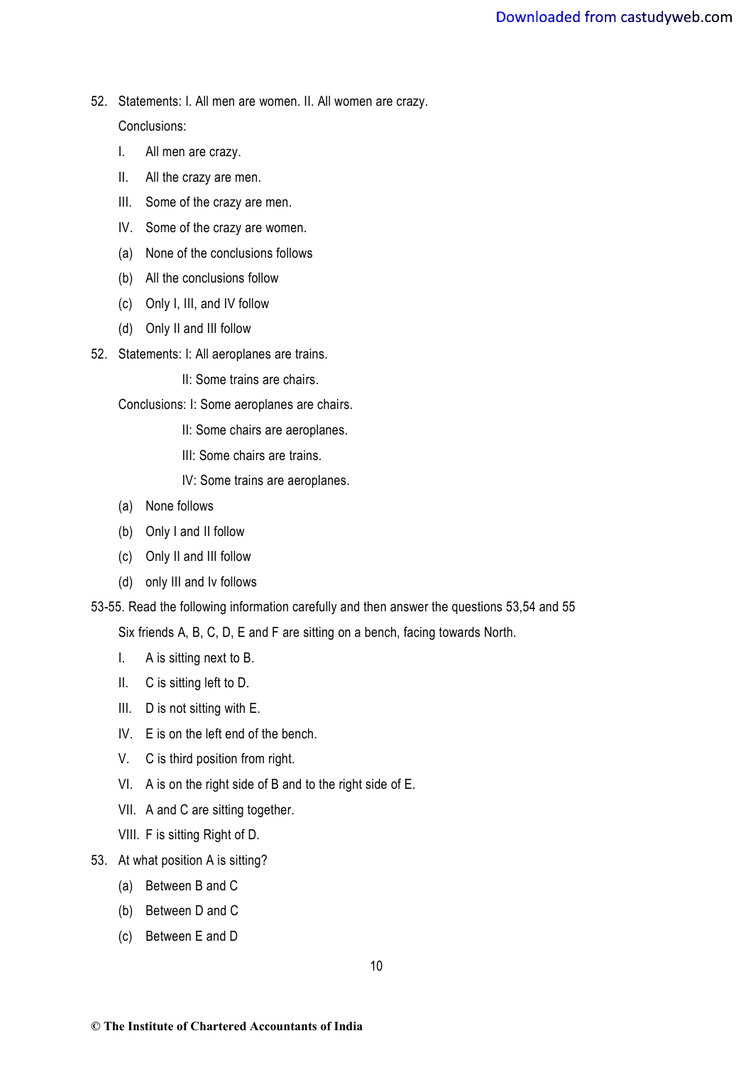52. Statements: I. All men are women. II. All women are crazy.

    Conclusions:

    I. All men are crazy.

    II. All the crazy are men.

    III. Some of the crazy are men.

    IV. Some of the crazy are women.

    (a) None of the conclusions follows

    (b) All the conclusions follow

    (c) Only I, III, and IV follow

    (d) Only II and III follow

52. Statements: I: All aeroplanes are trains.

    II: Some trains are chairs.

    Conclusions: I: Some aeroplanes are chairs.

    II: Some chairs are aeroplanes.

    III: Some chairs are trains.

    IV: Some trains are aeroplanes.

    (a) None follows

    (b) Only I and II follow

    (c) Only II and III follow

    (d) only III and Iv follows

53-55. Read the following information carefully and then answer the questions 53,54 and 55

Six friends A, B, C, D, E and F are sitting on a bench, facing towards North.

I. A is sitting next to B.

II. C is sitting left to D.

III. D is not sitting with E.

IV. E is on the left end of the bench.

V. C is third position from right.

VI. A is on the right side of B and to the right side of E.

VII. A and C are sitting together.

VIII. F is sitting Right of D.

53. At what position A is sitting?

    (a) Between B and C

    (b) Between D and C

    (c) Between E and D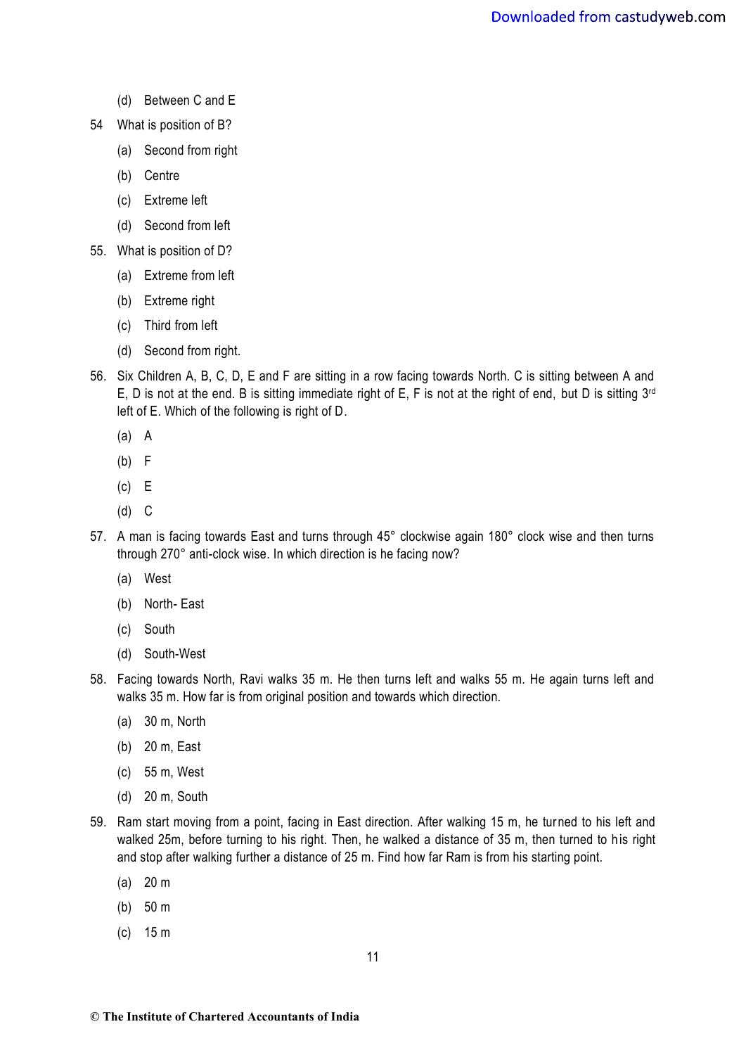(d) Between C and E

54 What is position of B?

(a) Second from right

(b) Centre

(c) Extreme left

(d) Second from left

55. What is position of D?

(a) Extreme from left

(b) Extreme right

(c) Third from left

(d) Second from right.

56. Six Children A, B, C, D, E and F are sitting in a row facing towards North. C is sitting between A and E, D is not at the end. B is sitting immediate right of E, F is not at the right of end, but D is sitting 3rd left of E. Which of the following is right of D.

(a) A

(b) F

(c) E

(d) C

57. A man is facing towards East and turns through 45° clockwise again 180° clock wise and then turns through 270° anti-clock wise. In which direction is he facing now?

(a) West

(b) North- East

(c) South

(d) South-West

58. Facing towards North, Ravi walks 35 m. He then turns left and walks 55 m. He again turns left and walks 35 m. How far is from original position and towards which direction.

(a) 30 m, North

(b) 20 m, East

(c) 55 m, West

(d) 20 m, South

59. Ram start moving from a point, facing in East direction. After walking 15 m, he turned to his left and walked 25m, before turning to his right. Then, he walked a distance of 35 m, then turned to his right and stop after walking further a distance of 25 m. Find how far Ram is from his starting point.

(a) 20 m

(b) 50 m

(c) 15 m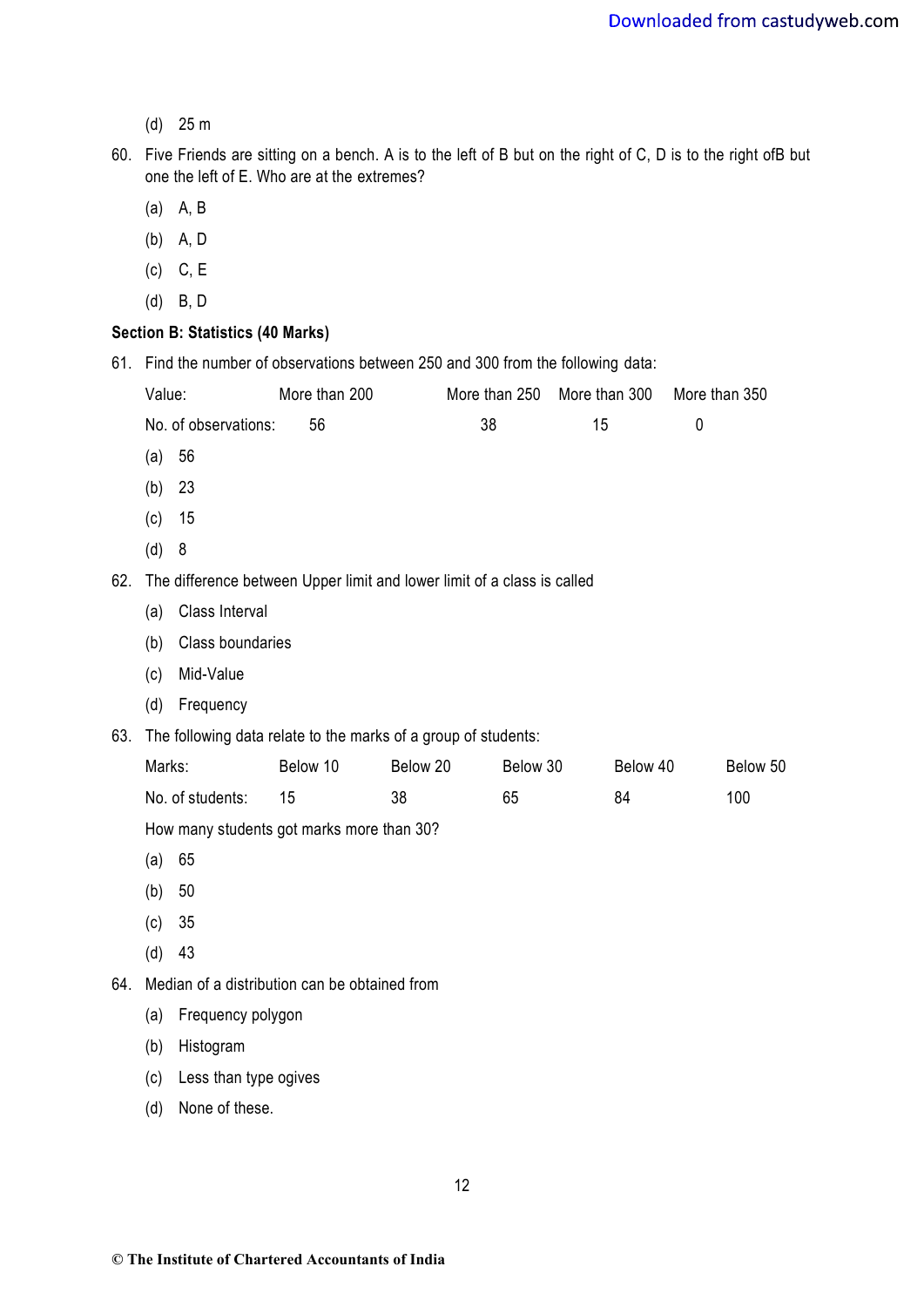(d) 25 m

60. Five Friends are sitting on a bench. A is to the left of B but on the right of C, D is to the right ofB but one the left of E. Who are at the extremes?

   (a) A, B

   (b) A, D

   (c) C, E

   (d) B, D

**Section B: Statistics (40 Marks)**

61. Find the number of observations between 250 and 300 from the following data:

| Value: | More than 200 | More than 250 | More than 300 | More than 350 |
|---|---|---|---|---|
| No. of observations: | 56 | 38 | 15 | 0 |

   (a) 56

   (b) 23

   (c) 15

   (d) 8

62. The difference between Upper limit and lower limit of a class is called

   (a) Class Interval

   (b) Class boundaries

   (c) Mid-Value

   (d) Frequency

63. The following data relate to the marks of a group of students:

| Marks: | Below 10 | Below 20 | Below 30 | Below 40 | Below 50 |
|---|---|---|---|---|---|
| No. of students: | 15 | 38 | 65 | 84 | 100 |

   How many students got marks more than 30?

   (a) 65

   (b) 50

   (c) 35

   (d) 43

64. Median of a distribution can be obtained from

   (a) Frequency polygon

   (b) Histogram

   (c) Less than type ogives

   (d) None of these.

© The Institute of Chartered Accountants of India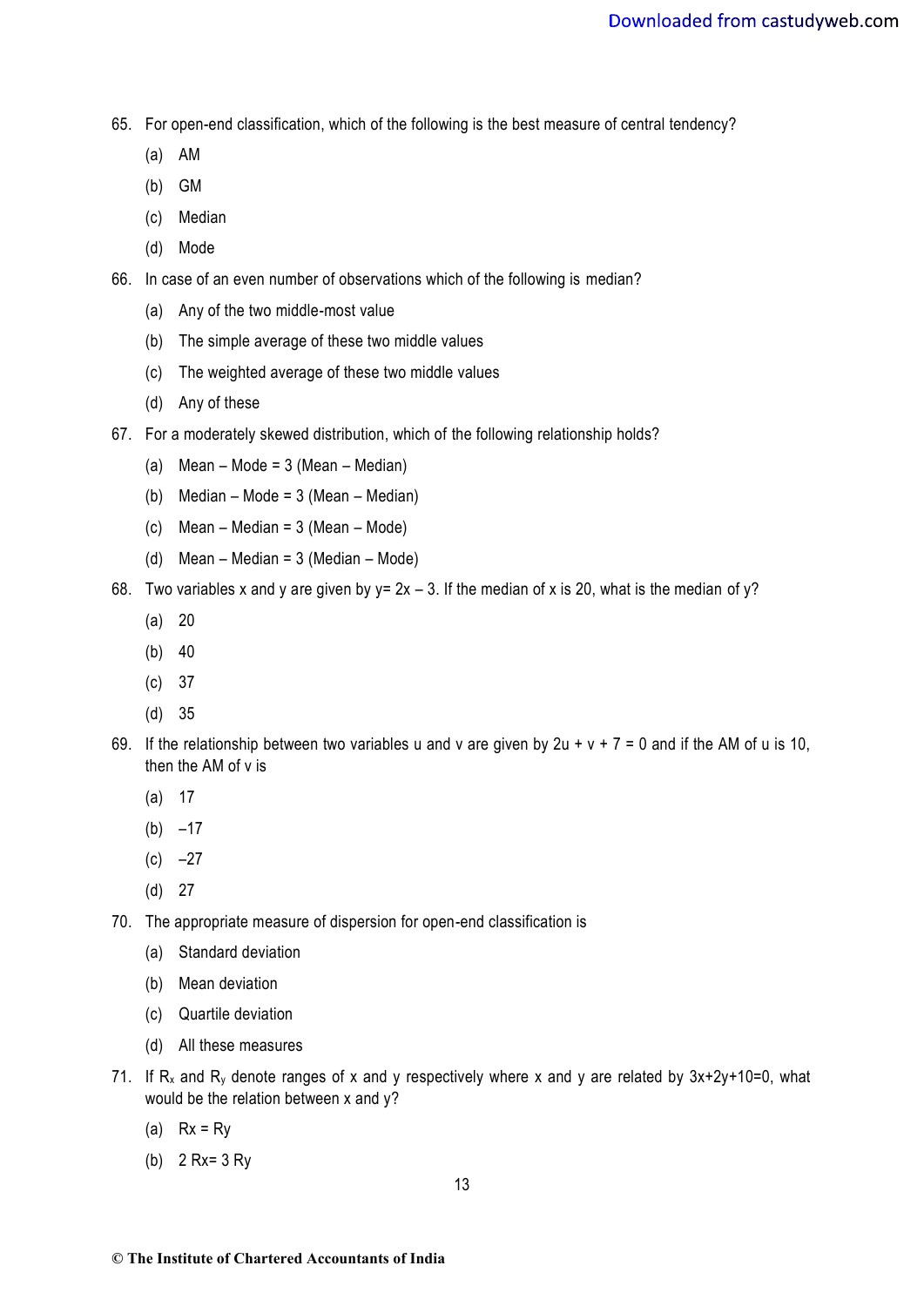65. For open-end classification, which of the following is the best measure of central tendency?

    (a) AM

    (b) GM

    (c) Median

    (d) Mode

66. In case of an even number of observations which of the following is median?

    (a) Any of the two middle-most value

    (b) The simple average of these two middle values

    (c) The weighted average of these two middle values

    (d) Any of these

67. For a moderately skewed distribution, which of the following relationship holds?

    (a) Mean – Mode = 3 (Mean – Median)

    (b) Median – Mode = 3 (Mean – Median)

    (c) Mean – Median = 3 (Mean – Mode)

    (d) Mean – Median = 3 (Median – Mode)

68. Two variables x and y are given by $y = 2x - 3$. If the median of x is 20, what is the median of y?

    (a) 20

    (b) 40

    (c) 37

    (d) 35

69. If the relationship between two variables u and v are given by $2u + v + 7 = 0$ and if the AM of u is 10, then the AM of v is

    (a) 17

    (b) –17

    (c) –27

    (d) 27

70. The appropriate measure of dispersion for open-end classification is

    (a) Standard deviation

    (b) Mean deviation

    (c) Quartile deviation

    (d) All these measures

71. If $R_x$ and $R_y$ denote ranges of x and y respectively where x and y are related by $3x+2y+10=0$, what would be the relation between x and y?

    (a) $R_x = R_y$

    (b) $2 R_x = 3 R_y$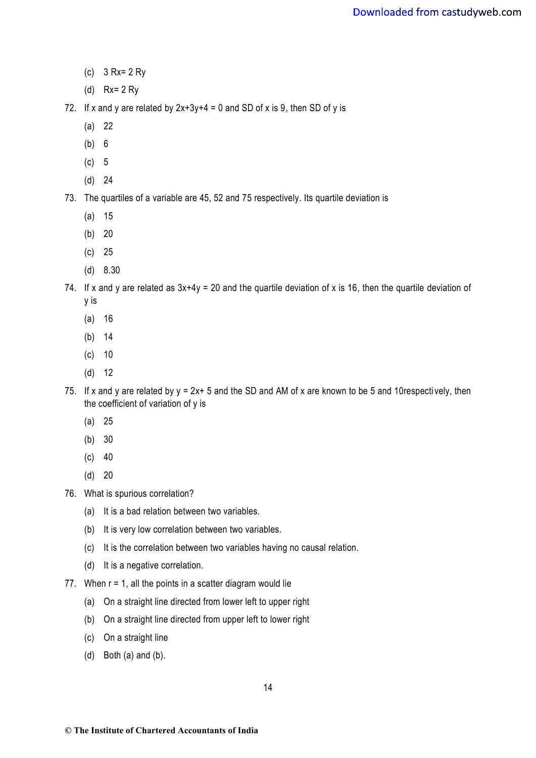(c) 3 Rx= 2 Ry

(d) Rx= 2 Ry

72. If x and y are related by 2x+3y+4 = 0 and SD of x is 9, then SD of y is

(a) 22

(b) 6

(c) 5

(d) 24

73. The quartiles of a variable are 45, 52 and 75 respectively. Its quartile deviation is

(a) 15

(b) 20

(c) 25

(d) 8.30

74. If x and y are related as 3x+4y = 20 and the quartile deviation of x is 16, then the quartile deviation of y is

(a) 16

(b) 14

(c) 10

(d) 12

75. If x and y are related by y = 2x+ 5 and the SD and AM of x are known to be 5 and 10respectively, then the coefficient of variation of y is

(a) 25

(b) 30

(c) 40

(d) 20

76. What is spurious correlation?

(a) It is a bad relation between two variables.

(b) It is very low correlation between two variables.

(c) It is the correlation between two variables having no causal relation.

(d) It is a negative correlation.

77. When r = 1, all the points in a scatter diagram would lie

(a) On a straight line directed from lower left to upper right

(b) On a straight line directed from upper left to lower right

(c) On a straight line

(d) Both (a) and (b).

**© The Institute of Chartered Accountants of India**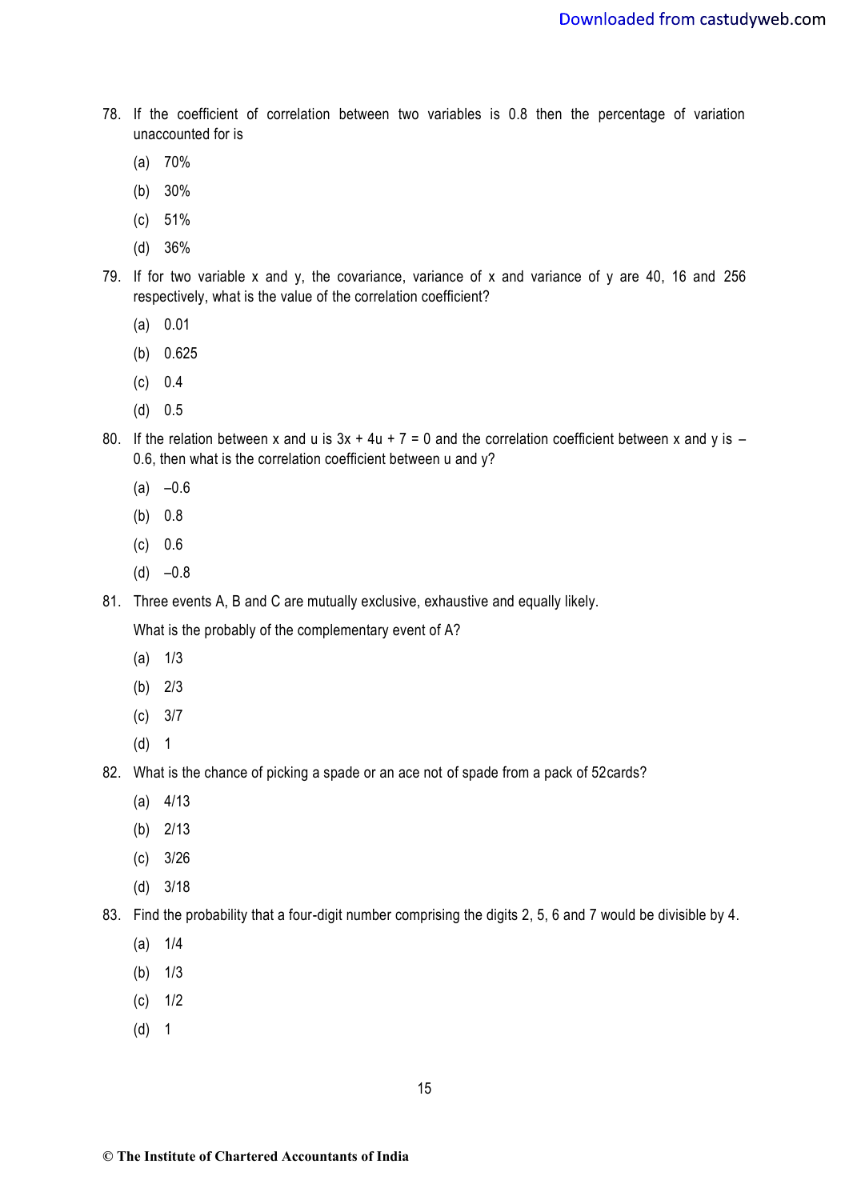78. If the coefficient of correlation between two variables is 0.8 then the percentage of variation unaccounted for is

    (a) 70%

    (b) 30%

    (c) 51%

    (d) 36%

79. If for two variable x and y, the covariance, variance of x and variance of y are 40, 16 and 256 respectively, what is the value of the correlation coefficient?

    (a) 0.01

    (b) 0.625

    (c) 0.4

    (d) 0.5

80. If the relation between x and u is $3x + 4u + 7 = 0$ and the correlation coefficient between x and y is –0.6, then what is the correlation coefficient between u and y?

    (a) –0.6

    (b) 0.8

    (c) 0.6

    (d) –0.8

81. Three events A, B and C are mutually exclusive, exhaustive and equally likely.

    What is the probably of the complementary event of A?

    (a) 1/3

    (b) 2/3

    (c) 3/7

    (d) 1

82. What is the chance of picking a spade or an ace not of spade from a pack of 52cards?

    (a) 4/13

    (b) 2/13

    (c) 3/26

    (d) 3/18

83. Find the probability that a four-digit number comprising the digits 2, 5, 6 and 7 would be divisible by 4.

    (a) 1/4

    (b) 1/3

    (c) 1/2

    (d) 1

© The Institute of Chartered Accountants of India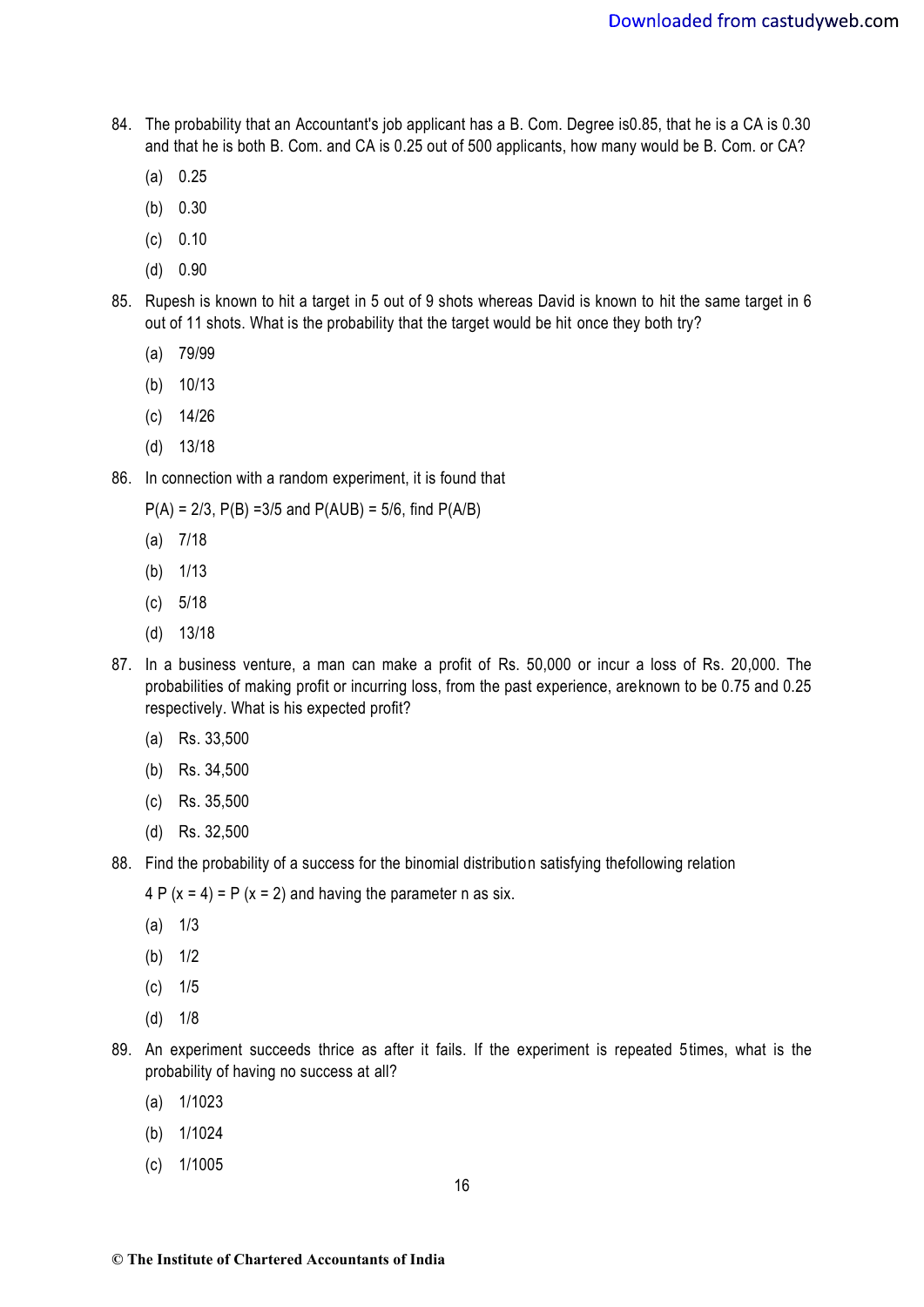84. The probability that an Accountant's job applicant has a B. Com. Degree is0.85, that he is a CA is 0.30 and that he is both B. Com. and CA is 0.25 out of 500 applicants, how many would be B. Com. or CA?

    (a) 0.25

    (b) 0.30

    (c) 0.10

    (d) 0.90

85. Rupesh is known to hit a target in 5 out of 9 shots whereas David is known to hit the same target in 6 out of 11 shots. What is the probability that the target would be hit once they both try?

    (a) 79/99

    (b) 10/13

    (c) 14/26

    (d) 13/18

86. In connection with a random experiment, it is found that

    P(A) = 2/3, P(B) =3/5 and P(AUB) = 5/6, find P(A/B)

    (a) 7/18

    (b) 1/13

    (c) 5/18

    (d) 13/18

87. In a business venture, a man can make a profit of Rs. 50,000 or incur a loss of Rs. 20,000. The probabilities of making profit or incurring loss, from the past experience, areknown to be 0.75 and 0.25 respectively. What is his expected profit?

    (a) Rs. 33,500

    (b) Rs. 34,500

    (c) Rs. 35,500

    (d) Rs. 32,500

88. Find the probability of a success for the binomial distribution satisfying thefollowing relation

    4 P (x = 4) = P (x = 2) and having the parameter n as six.

    (a) 1/3

    (b) 1/2

    (c) 1/5

    (d) 1/8

89. An experiment succeeds thrice as after it fails. If the experiment is repeated 5times, what is the probability of having no success at all?

    (a) 1/1023

    (b) 1/1024

    (c) 1/1005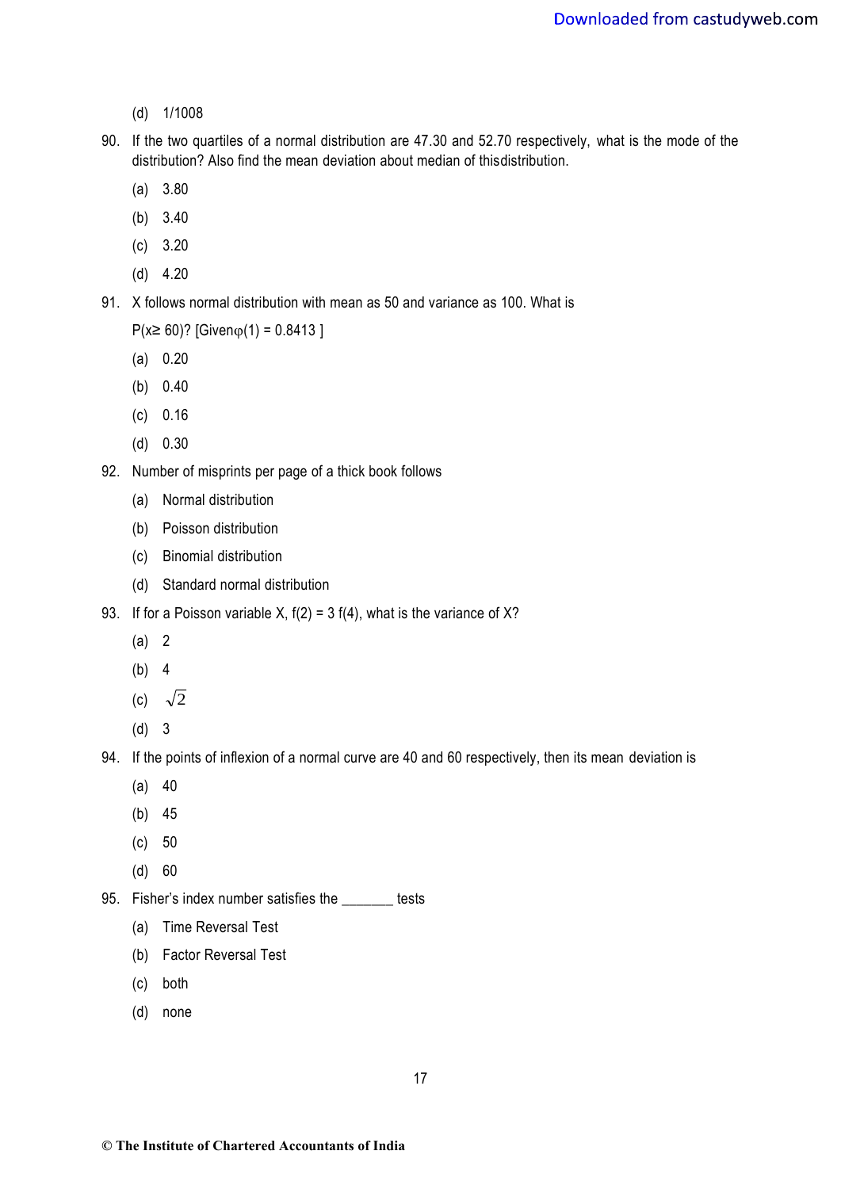(d) 1/1008

90. If the two quartiles of a normal distribution are 47.30 and 52.70 respectively, what is the mode of the distribution? Also find the mean deviation about median of thisdistribution.

    (a) 3.80

    (b) 3.40

    (c) 3.20

    (d) 4.20

91. X follows normal distribution with mean as 50 and variance as 100. What is

    $P(x \geq 60)$? [Given$\varphi(1) = 0.8413$ ]

    (a) 0.20

    (b) 0.40

    (c) 0.16

    (d) 0.30

92. Number of misprints per page of a thick book follows

    (a) Normal distribution

    (b) Poisson distribution

    (c) Binomial distribution

    (d) Standard normal distribution

93. If for a Poisson variable X, f(2) = 3 f(4), what is the variance of X?

    (a) 2

    (b) 4

    (c) $\sqrt{2}$

    (d) 3

94. If the points of inflexion of a normal curve are 40 and 60 respectively, then its mean deviation is

    (a) 40

    (b) 45

    (c) 50

    (d) 60

95. Fisher's index number satisfies the _______ tests

    (a) Time Reversal Test

    (b) Factor Reversal Test

    (c) both

    (d) none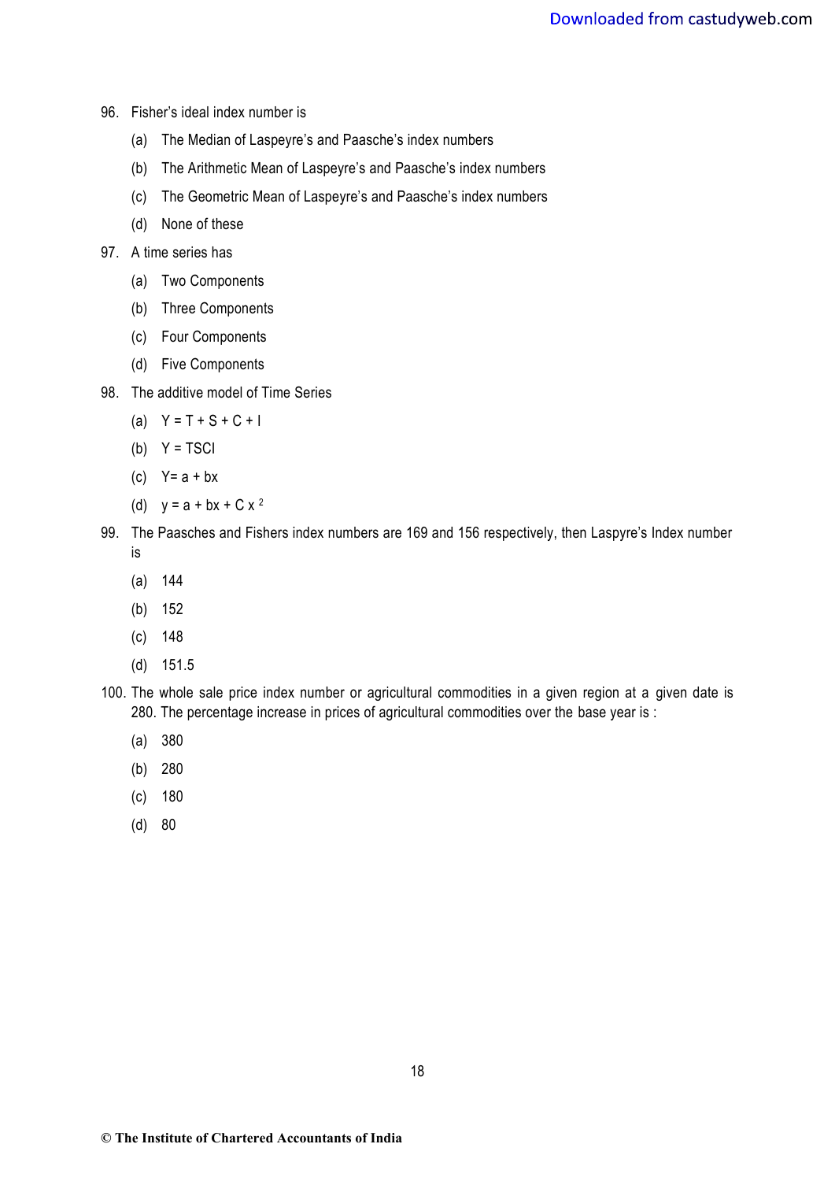96. Fisher's ideal index number is

    (a) The Median of Laspeyre's and Paasche's index numbers

    (b) The Arithmetic Mean of Laspeyre's and Paasche's index numbers

    (c) The Geometric Mean of Laspeyre's and Paasche's index numbers

    (d) None of these

97. A time series has

    (a) Two Components

    (b) Three Components

    (c) Four Components

    (d) Five Components

98. The additive model of Time Series

    (a) $Y = T + S + C + I$

    (b) $Y = TSCI$

    (c) $Y = a + bx$

    (d) $y = a + bx + C x^2$

99. The Paasches and Fishers index numbers are 169 and 156 respectively, then Laspyre's Index number is

    (a) 144

    (b) 152

    (c) 148

    (d) 151.5

100. The whole sale price index number or agricultural commodities in a given region at a given date is 280. The percentage increase in prices of agricultural commodities over the base year is :

    (a) 380

    (b) 280

    (c) 180

    (d) 80

**© The Institute of Chartered Accountants of India**